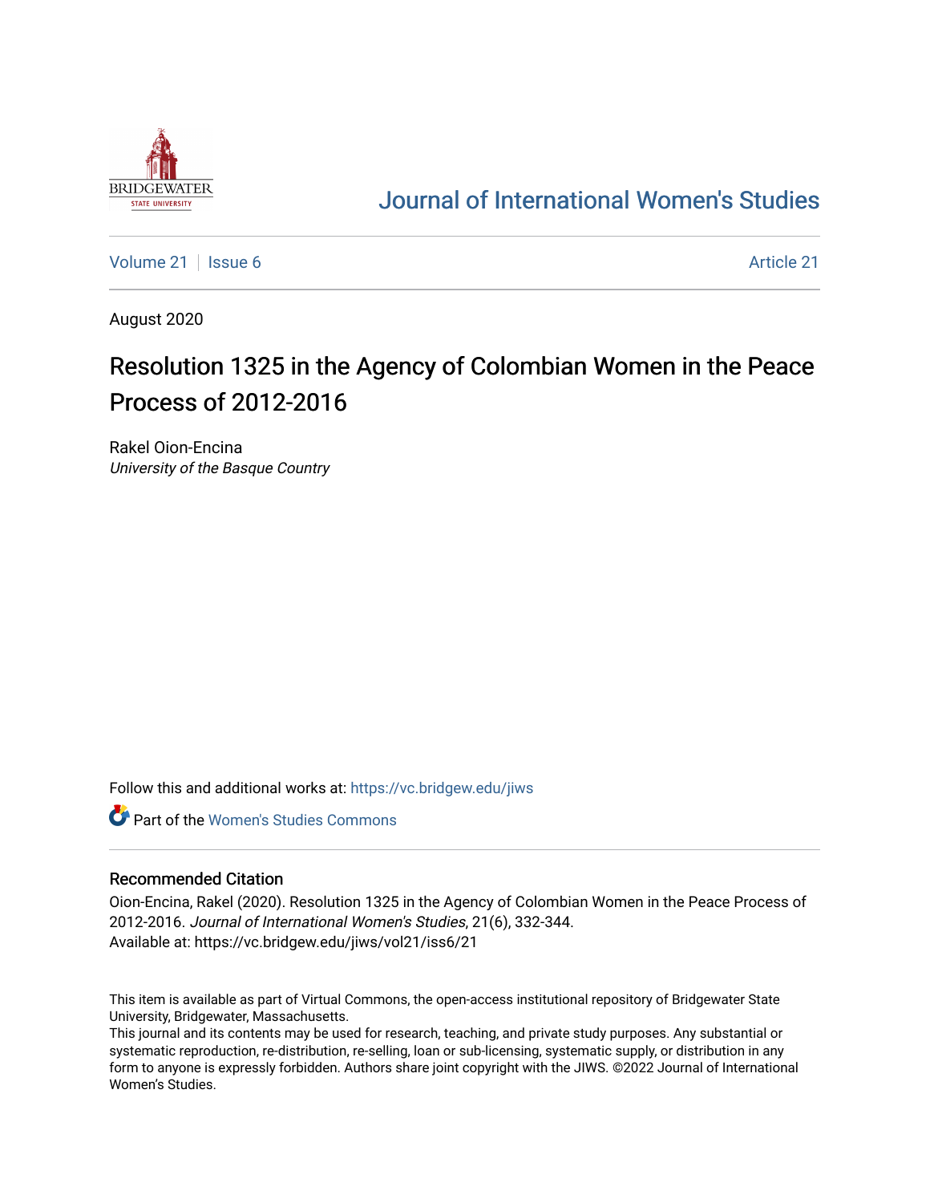# Journal of International Women's Studies

Volume 21 | Issue 6 | Article 21

August 2020

## Resolution 1325 in the Agency of Colombian Women in the Peace Process of 2012-2016

Rakel Oion-Encina
*University of the Basque Country*

Follow this and additional works at: https://vc.bridgew.edu/jiws

Part of the Women's Studies Commons

### Recommended Citation

Oion-Encina, Rakel (2020). Resolution 1325 in the Agency of Colombian Women in the Peace Process of 2012-2016. *Journal of International Women's Studies*, 21(6), 332-344.
Available at: https://vc.bridgew.edu/jiws/vol21/iss6/21

This item is available as part of Virtual Commons, the open-access institutional repository of Bridgewater State University, Bridgewater, Massachusetts.
This journal and its contents may be used for research, teaching, and private study purposes. Any substantial or systematic reproduction, re-distribution, re-selling, loan or sub-licensing, systematic supply, or distribution in any form to anyone is expressly forbidden. Authors share joint copyright with the JIWS. ©2022 Journal of International Women's Studies.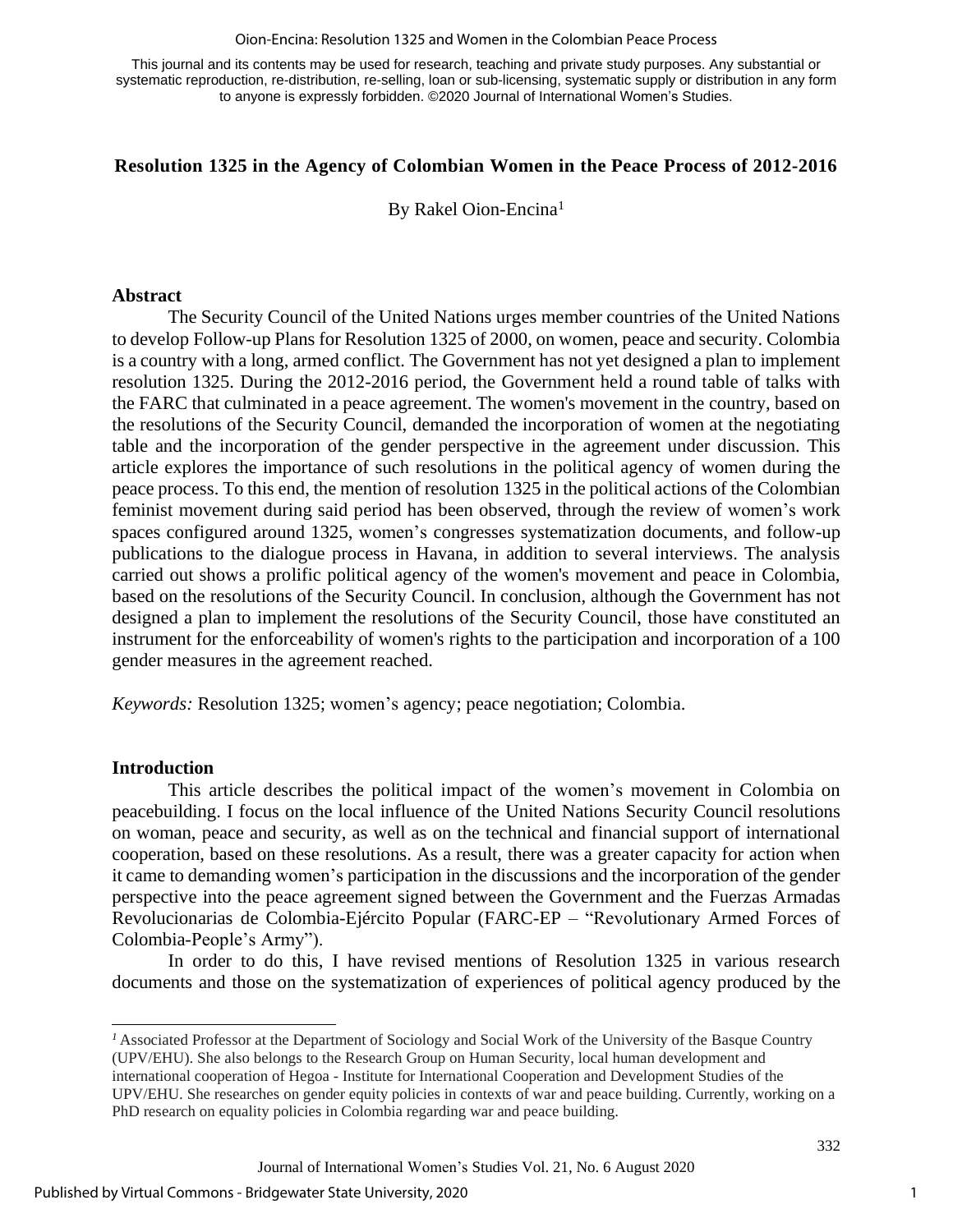This journal and its contents may be used for research, teaching and private study purposes. Any substantial or systematic reproduction, re-distribution, re-selling, loan or sub-licensing, systematic supply or distribution in any form to anyone is expressly forbidden. ©2020 Journal of International Women's Studies.

## Resolution 1325 in the Agency of Colombian Women in the Peace Process of 2012-2016

By Rakel Oion-Encina[1]

### Abstract

The Security Council of the United Nations urges member countries of the United Nations to develop Follow-up Plans for Resolution 1325 of 2000, on women, peace and security. Colombia is a country with a long, armed conflict. The Government has not yet designed a plan to implement resolution 1325. During the 2012-2016 period, the Government held a round table of talks with the FARC that culminated in a peace agreement. The women's movement in the country, based on the resolutions of the Security Council, demanded the incorporation of women at the negotiating table and the incorporation of the gender perspective in the agreement under discussion. This article explores the importance of such resolutions in the political agency of women during the peace process. To this end, the mention of resolution 1325 in the political actions of the Colombian feminist movement during said period has been observed, through the review of women's work spaces configured around 1325, women's congresses systematization documents, and follow-up publications to the dialogue process in Havana, in addition to several interviews. The analysis carried out shows a prolific political agency of the women's movement and peace in Colombia, based on the resolutions of the Security Council. In conclusion, although the Government has not designed a plan to implement the resolutions of the Security Council, those have constituted an instrument for the enforceability of women's rights to the participation and incorporation of a 100 gender measures in the agreement reached.

*Keywords:* Resolution 1325; women's agency; peace negotiation; Colombia.

### Introduction

This article describes the political impact of the women's movement in Colombia on peacebuilding. I focus on the local influence of the United Nations Security Council resolutions on woman, peace and security, as well as on the technical and financial support of international cooperation, based on these resolutions. As a result, there was a greater capacity for action when it came to demanding women's participation in the discussions and the incorporation of the gender perspective into the peace agreement signed between the Government and the Fuerzas Armadas Revolucionarias de Colombia-Ejército Popular (FARC-EP – "Revolutionary Armed Forces of Colombia-People's Army").

In order to do this, I have revised mentions of Resolution 1325 in various research documents and those on the systematization of experiences of political agency produced by the

---

[1] Associated Professor at the Department of Sociology and Social Work of the University of the Basque Country (UPV/EHU). She also belongs to the Research Group on Human Security, local human development and international cooperation of Hegoa - Institute for International Cooperation and Development Studies of the UPV/EHU. She researches on gender equity policies in contexts of war and peace building. Currently, working on a PhD research on equality policies in Colombia regarding war and peace building.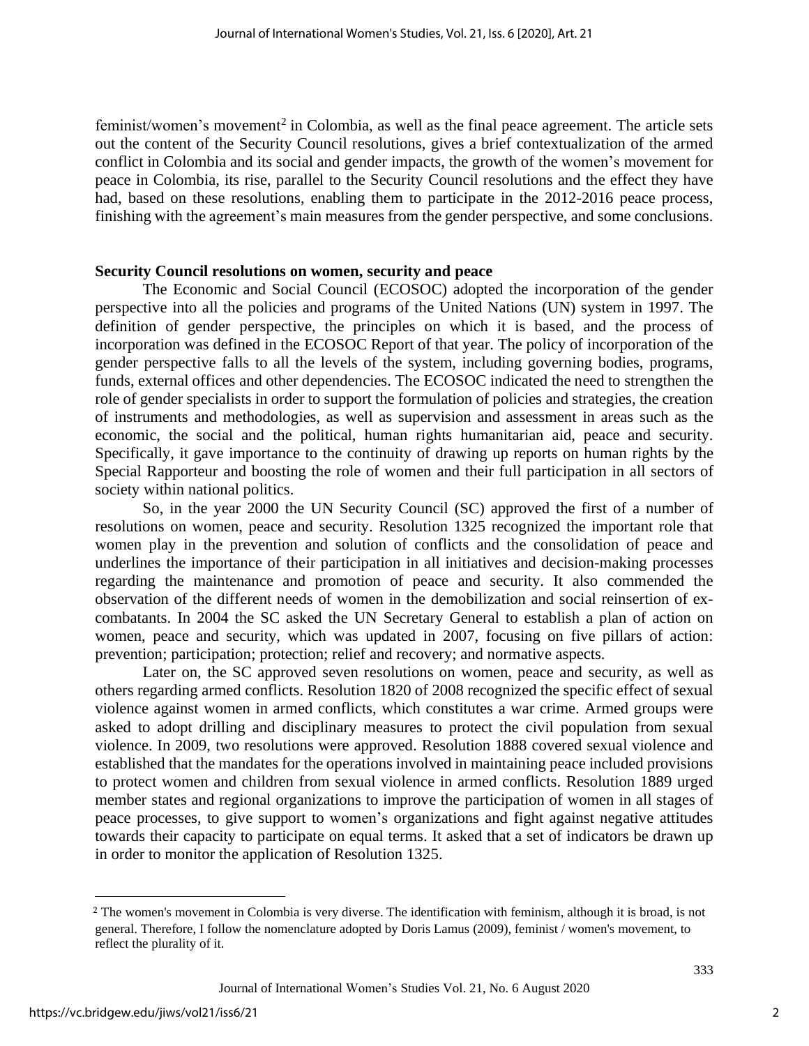feminist/women's movement[2] in Colombia, as well as the final peace agreement. The article sets out the content of the Security Council resolutions, gives a brief contextualization of the armed conflict in Colombia and its social and gender impacts, the growth of the women's movement for peace in Colombia, its rise, parallel to the Security Council resolutions and the effect they have had, based on these resolutions, enabling them to participate in the 2012-2016 peace process, finishing with the agreement's main measures from the gender perspective, and some conclusions.

## Security Council resolutions on women, security and peace

The Economic and Social Council (ECOSOC) adopted the incorporation of the gender perspective into all the policies and programs of the United Nations (UN) system in 1997. The definition of gender perspective, the principles on which it is based, and the process of incorporation was defined in the ECOSOC Report of that year. The policy of incorporation of the gender perspective falls to all the levels of the system, including governing bodies, programs, funds, external offices and other dependencies. The ECOSOC indicated the need to strengthen the role of gender specialists in order to support the formulation of policies and strategies, the creation of instruments and methodologies, as well as supervision and assessment in areas such as the economic, the social and the political, human rights humanitarian aid, peace and security. Specifically, it gave importance to the continuity of drawing up reports on human rights by the Special Rapporteur and boosting the role of women and their full participation in all sectors of society within national politics.

So, in the year 2000 the UN Security Council (SC) approved the first of a number of resolutions on women, peace and security. Resolution 1325 recognized the important role that women play in the prevention and solution of conflicts and the consolidation of peace and underlines the importance of their participation in all initiatives and decision-making processes regarding the maintenance and promotion of peace and security. It also commended the observation of the different needs of women in the demobilization and social reinsertion of ex-combatants. In 2004 the SC asked the UN Secretary General to establish a plan of action on women, peace and security, which was updated in 2007, focusing on five pillars of action: prevention; participation; protection; relief and recovery; and normative aspects.

Later on, the SC approved seven resolutions on women, peace and security, as well as others regarding armed conflicts. Resolution 1820 of 2008 recognized the specific effect of sexual violence against women in armed conflicts, which constitutes a war crime. Armed groups were asked to adopt drilling and disciplinary measures to protect the civil population from sexual violence. In 2009, two resolutions were approved. Resolution 1888 covered sexual violence and established that the mandates for the operations involved in maintaining peace included provisions to protect women and children from sexual violence in armed conflicts. Resolution 1889 urged member states and regional organizations to improve the participation of women in all stages of peace processes, to give support to women's organizations and fight against negative attitudes towards their capacity to participate on equal terms. It asked that a set of indicators be drawn up in order to monitor the application of Resolution 1325.

---

[2] The women's movement in Colombia is very diverse. The identification with feminism, although it is broad, is not general. Therefore, I follow the nomenclature adopted by Doris Lamus (2009), feminist / women's movement, to reflect the plurality of it.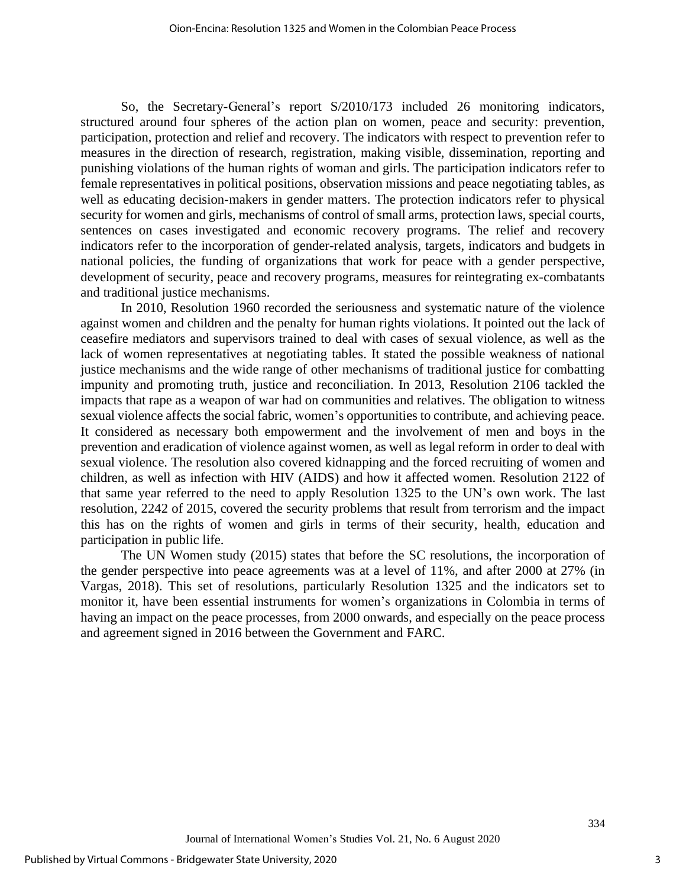So, the Secretary-General's report S/2010/173 included 26 monitoring indicators, structured around four spheres of the action plan on women, peace and security: prevention, participation, protection and relief and recovery. The indicators with respect to prevention refer to measures in the direction of research, registration, making visible, dissemination, reporting and punishing violations of the human rights of woman and girls. The participation indicators refer to female representatives in political positions, observation missions and peace negotiating tables, as well as educating decision-makers in gender matters. The protection indicators refer to physical security for women and girls, mechanisms of control of small arms, protection laws, special courts, sentences on cases investigated and economic recovery programs. The relief and recovery indicators refer to the incorporation of gender-related analysis, targets, indicators and budgets in national policies, the funding of organizations that work for peace with a gender perspective, development of security, peace and recovery programs, measures for reintegrating ex-combatants and traditional justice mechanisms.

In 2010, Resolution 1960 recorded the seriousness and systematic nature of the violence against women and children and the penalty for human rights violations. It pointed out the lack of ceasefire mediators and supervisors trained to deal with cases of sexual violence, as well as the lack of women representatives at negotiating tables. It stated the possible weakness of national justice mechanisms and the wide range of other mechanisms of traditional justice for combatting impunity and promoting truth, justice and reconciliation. In 2013, Resolution 2106 tackled the impacts that rape as a weapon of war had on communities and relatives. The obligation to witness sexual violence affects the social fabric, women's opportunities to contribute, and achieving peace. It considered as necessary both empowerment and the involvement of men and boys in the prevention and eradication of violence against women, as well as legal reform in order to deal with sexual violence. The resolution also covered kidnapping and the forced recruiting of women and children, as well as infection with HIV (AIDS) and how it affected women. Resolution 2122 of that same year referred to the need to apply Resolution 1325 to the UN's own work. The last resolution, 2242 of 2015, covered the security problems that result from terrorism and the impact this has on the rights of women and girls in terms of their security, health, education and participation in public life.

The UN Women study (2015) states that before the SC resolutions, the incorporation of the gender perspective into peace agreements was at a level of 11%, and after 2000 at 27% (in Vargas, 2018). This set of resolutions, particularly Resolution 1325 and the indicators set to monitor it, have been essential instruments for women's organizations in Colombia in terms of having an impact on the peace processes, from 2000 onwards, and especially on the peace process and agreement signed in 2016 between the Government and FARC.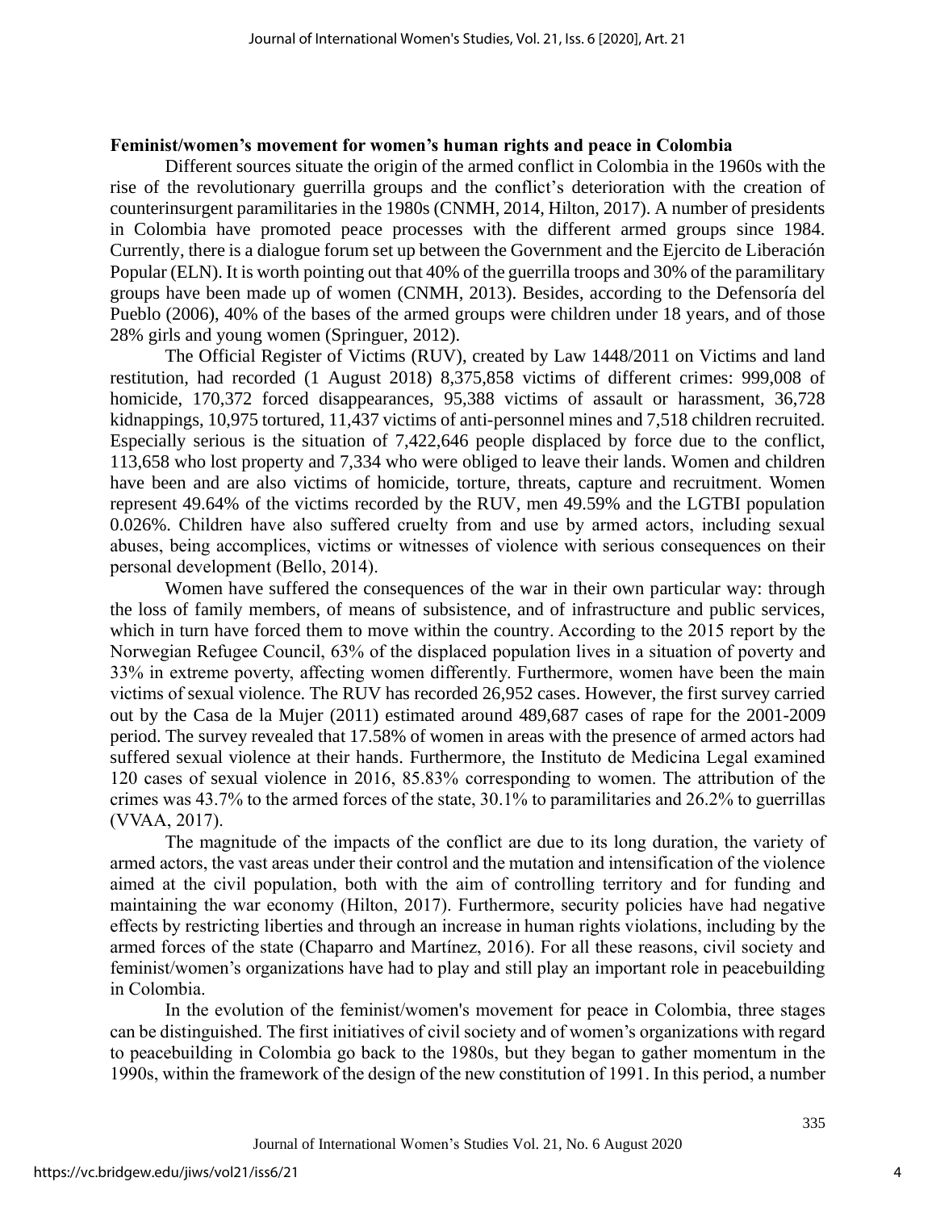**Feminist/women's movement for women's human rights and peace in Colombia**

Different sources situate the origin of the armed conflict in Colombia in the 1960s with the rise of the revolutionary guerrilla groups and the conflict's deterioration with the creation of counterinsurgent paramilitaries in the 1980s (CNMH, 2014, Hilton, 2017). A number of presidents in Colombia have promoted peace processes with the different armed groups since 1984. Currently, there is a dialogue forum set up between the Government and the Ejercito de Liberación Popular (ELN). It is worth pointing out that 40% of the guerrilla troops and 30% of the paramilitary groups have been made up of women (CNMH, 2013). Besides, according to the Defensoría del Pueblo (2006), 40% of the bases of the armed groups were children under 18 years, and of those 28% girls and young women (Springuer, 2012).

The Official Register of Victims (RUV), created by Law 1448/2011 on Victims and land restitution, had recorded (1 August 2018) 8,375,858 victims of different crimes: 999,008 of homicide, 170,372 forced disappearances, 95,388 victims of assault or harassment, 36,728 kidnappings, 10,975 tortured, 11,437 victims of anti-personnel mines and 7,518 children recruited. Especially serious is the situation of 7,422,646 people displaced by force due to the conflict, 113,658 who lost property and 7,334 who were obliged to leave their lands. Women and children have been and are also victims of homicide, torture, threats, capture and recruitment. Women represent 49.64% of the victims recorded by the RUV, men 49.59% and the LGTBI population 0.026%. Children have also suffered cruelty from and use by armed actors, including sexual abuses, being accomplices, victims or witnesses of violence with serious consequences on their personal development (Bello, 2014).

Women have suffered the consequences of the war in their own particular way: through the loss of family members, of means of subsistence, and of infrastructure and public services, which in turn have forced them to move within the country. According to the 2015 report by the Norwegian Refugee Council, 63% of the displaced population lives in a situation of poverty and 33% in extreme poverty, affecting women differently. Furthermore, women have been the main victims of sexual violence. The RUV has recorded 26,952 cases. However, the first survey carried out by the Casa de la Mujer (2011) estimated around 489,687 cases of rape for the 2001-2009 period. The survey revealed that 17.58% of women in areas with the presence of armed actors had suffered sexual violence at their hands. Furthermore, the Instituto de Medicina Legal examined 120 cases of sexual violence in 2016, 85.83% corresponding to women. The attribution of the crimes was 43.7% to the armed forces of the state, 30.1% to paramilitaries and 26.2% to guerrillas (VVAA, 2017).

The magnitude of the impacts of the conflict are due to its long duration, the variety of armed actors, the vast areas under their control and the mutation and intensification of the violence aimed at the civil population, both with the aim of controlling territory and for funding and maintaining the war economy (Hilton, 2017). Furthermore, security policies have had negative effects by restricting liberties and through an increase in human rights violations, including by the armed forces of the state (Chaparro and Martínez, 2016). For all these reasons, civil society and feminist/women's organizations have had to play and still play an important role in peacebuilding in Colombia.

In the evolution of the feminist/women's movement for peace in Colombia, three stages can be distinguished. The first initiatives of civil society and of women's organizations with regard to peacebuilding in Colombia go back to the 1980s, but they began to gather momentum in the 1990s, within the framework of the design of the new constitution of 1991. In this period, a number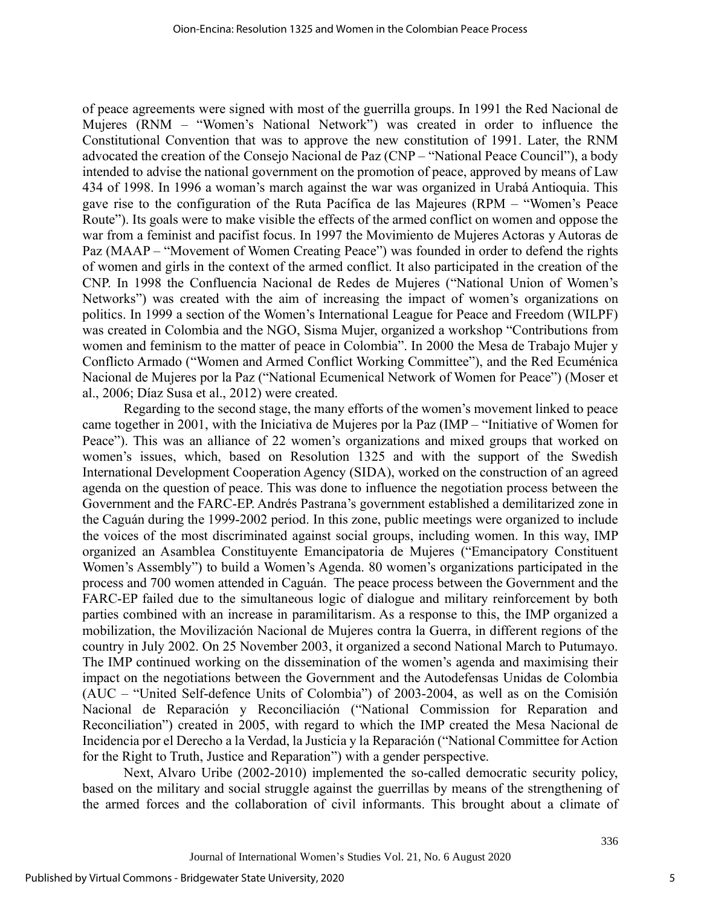of peace agreements were signed with most of the guerrilla groups. In 1991 the Red Nacional de Mujeres (RNM – "Women's National Network") was created in order to influence the Constitutional Convention that was to approve the new constitution of 1991. Later, the RNM advocated the creation of the Consejo Nacional de Paz (CNP – "National Peace Council"), a body intended to advise the national government on the promotion of peace, approved by means of Law 434 of 1998. In 1996 a woman's march against the war was organized in Urabá Antioquia. This gave rise to the configuration of the Ruta Pacífica de las Majeures (RPM – "Women's Peace Route"). Its goals were to make visible the effects of the armed conflict on women and oppose the war from a feminist and pacifist focus. In 1997 the Movimiento de Mujeres Actoras y Autoras de Paz (MAAP – "Movement of Women Creating Peace") was founded in order to defend the rights of women and girls in the context of the armed conflict. It also participated in the creation of the CNP. In 1998 the Confluencia Nacional de Redes de Mujeres ("National Union of Women's Networks") was created with the aim of increasing the impact of women's organizations on politics. In 1999 a section of the Women's International League for Peace and Freedom (WILPF) was created in Colombia and the NGO, Sisma Mujer, organized a workshop "Contributions from women and feminism to the matter of peace in Colombia". In 2000 the Mesa de Trabajo Mujer y Conflicto Armado ("Women and Armed Conflict Working Committee"), and the Red Ecuménica Nacional de Mujeres por la Paz ("National Ecumenical Network of Women for Peace") (Moser et al., 2006; Díaz Susa et al., 2012) were created.

Regarding to the second stage, the many efforts of the women's movement linked to peace came together in 2001, with the Iniciativa de Mujeres por la Paz (IMP – "Initiative of Women for Peace"). This was an alliance of 22 women's organizations and mixed groups that worked on women's issues, which, based on Resolution 1325 and with the support of the Swedish International Development Cooperation Agency (SIDA), worked on the construction of an agreed agenda on the question of peace. This was done to influence the negotiation process between the Government and the FARC-EP. Andrés Pastrana's government established a demilitarized zone in the Caguán during the 1999-2002 period. In this zone, public meetings were organized to include the voices of the most discriminated against social groups, including women. In this way, IMP organized an Asamblea Constituyente Emancipatoria de Mujeres ("Emancipatory Constituent Women's Assembly") to build a Women's Agenda. 80 women's organizations participated in the process and 700 women attended in Caguán. The peace process between the Government and the FARC-EP failed due to the simultaneous logic of dialogue and military reinforcement by both parties combined with an increase in paramilitarism. As a response to this, the IMP organized a mobilization, the Movilización Nacional de Mujeres contra la Guerra, in different regions of the country in July 2002. On 25 November 2003, it organized a second National March to Putumayo. The IMP continued working on the dissemination of the women's agenda and maximising their impact on the negotiations between the Government and the Autodefensas Unidas de Colombia (AUC – "United Self-defence Units of Colombia") of 2003-2004, as well as on the Comisión Nacional de Reparación y Reconciliación ("National Commission for Reparation and Reconciliation") created in 2005, with regard to which the IMP created the Mesa Nacional de Incidencia por el Derecho a la Verdad, la Justicia y la Reparación ("National Committee for Action for the Right to Truth, Justice and Reparation") with a gender perspective.

Next, Alvaro Uribe (2002-2010) implemented the so-called democratic security policy, based on the military and social struggle against the guerrillas by means of the strengthening of the armed forces and the collaboration of civil informants. This brought about a climate of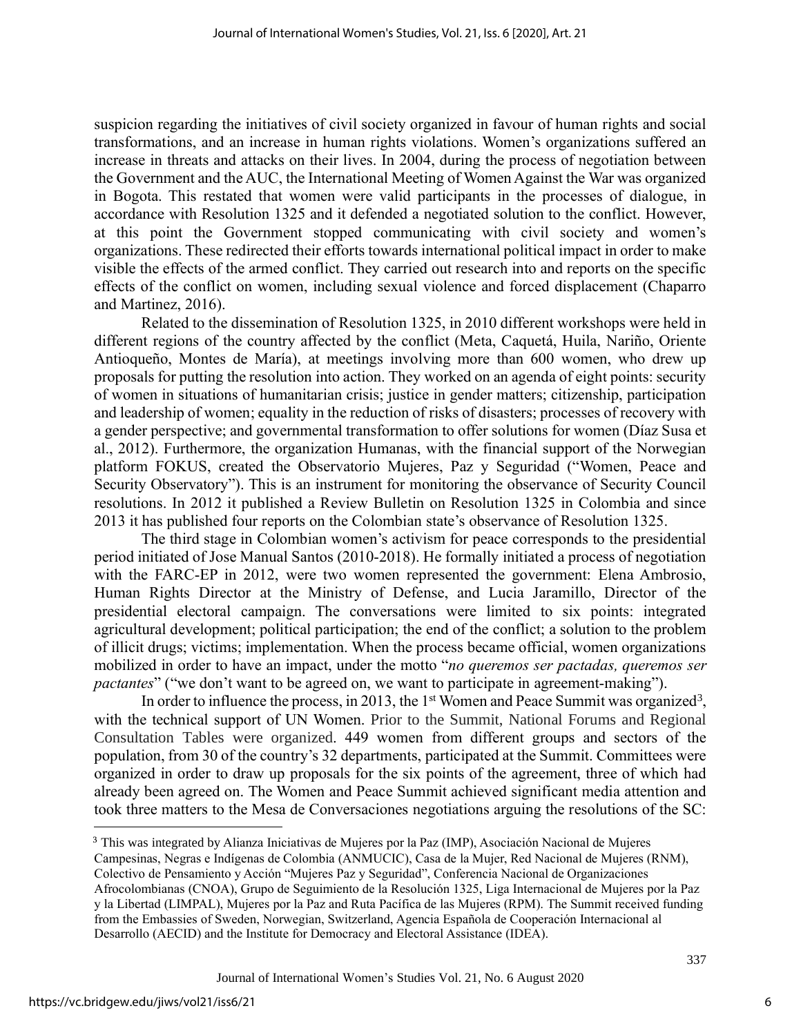suspicion regarding the initiatives of civil society organized in favour of human rights and social transformations, and an increase in human rights violations. Women's organizations suffered an increase in threats and attacks on their lives. In 2004, during the process of negotiation between the Government and the AUC, the International Meeting of Women Against the War was organized in Bogota. This restated that women were valid participants in the processes of dialogue, in accordance with Resolution 1325 and it defended a negotiated solution to the conflict. However, at this point the Government stopped communicating with civil society and women's organizations. These redirected their efforts towards international political impact in order to make visible the effects of the armed conflict. They carried out research into and reports on the specific effects of the conflict on women, including sexual violence and forced displacement (Chaparro and Martinez, 2016).

Related to the dissemination of Resolution 1325, in 2010 different workshops were held in different regions of the country affected by the conflict (Meta, Caquetá, Huila, Nariño, Oriente Antioqueño, Montes de María), at meetings involving more than 600 women, who drew up proposals for putting the resolution into action. They worked on an agenda of eight points: security of women in situations of humanitarian crisis; justice in gender matters; citizenship, participation and leadership of women; equality in the reduction of risks of disasters; processes of recovery with a gender perspective; and governmental transformation to offer solutions for women (Díaz Susa et al., 2012). Furthermore, the organization Humanas, with the financial support of the Norwegian platform FOKUS, created the Observatorio Mujeres, Paz y Seguridad ("Women, Peace and Security Observatory"). This is an instrument for monitoring the observance of Security Council resolutions. In 2012 it published a Review Bulletin on Resolution 1325 in Colombia and since 2013 it has published four reports on the Colombian state's observance of Resolution 1325.

The third stage in Colombian women's activism for peace corresponds to the presidential period initiated of Jose Manual Santos (2010-2018). He formally initiated a process of negotiation with the FARC-EP in 2012, were two women represented the government: Elena Ambrosio, Human Rights Director at the Ministry of Defense, and Lucia Jaramillo, Director of the presidential electoral campaign. The conversations were limited to six points: integrated agricultural development; political participation; the end of the conflict; a solution to the problem of illicit drugs; victims; implementation. When the process became official, women organizations mobilized in order to have an impact, under the motto "*no queremos ser pactadas, queremos ser pactantes*" ("we don't want to be agreed on, we want to participate in agreement-making").

In order to influence the process, in 2013, the 1st Women and Peace Summit was organized[3], with the technical support of UN Women. Prior to the Summit, National Forums and Regional Consultation Tables were organized. 449 women from different groups and sectors of the population, from 30 of the country's 32 departments, participated at the Summit. Committees were organized in order to draw up proposals for the six points of the agreement, three of which had already been agreed on. The Women and Peace Summit achieved significant media attention and took three matters to the Mesa de Conversaciones negotiations arguing the resolutions of the SC:

---

[3] This was integrated by Alianza Iniciativas de Mujeres por la Paz (IMP), Asociación Nacional de Mujeres Campesinas, Negras e Indígenas de Colombia (ANMUCIC), Casa de la Mujer, Red Nacional de Mujeres (RNM), Colectivo de Pensamiento y Acción "Mujeres Paz y Seguridad", Conferencia Nacional de Organizaciones Afrocolombianas (CNOA), Grupo de Seguimiento de la Resolución 1325, Liga Internacional de Mujeres por la Paz y la Libertad (LIMPAL), Mujeres por la Paz and Ruta Pacífica de las Mujeres (RPM). The Summit received funding from the Embassies of Sweden, Norwegian, Switzerland, Agencia Española de Cooperación Internacional al Desarrollo (AECID) and the Institute for Democracy and Electoral Assistance (IDEA).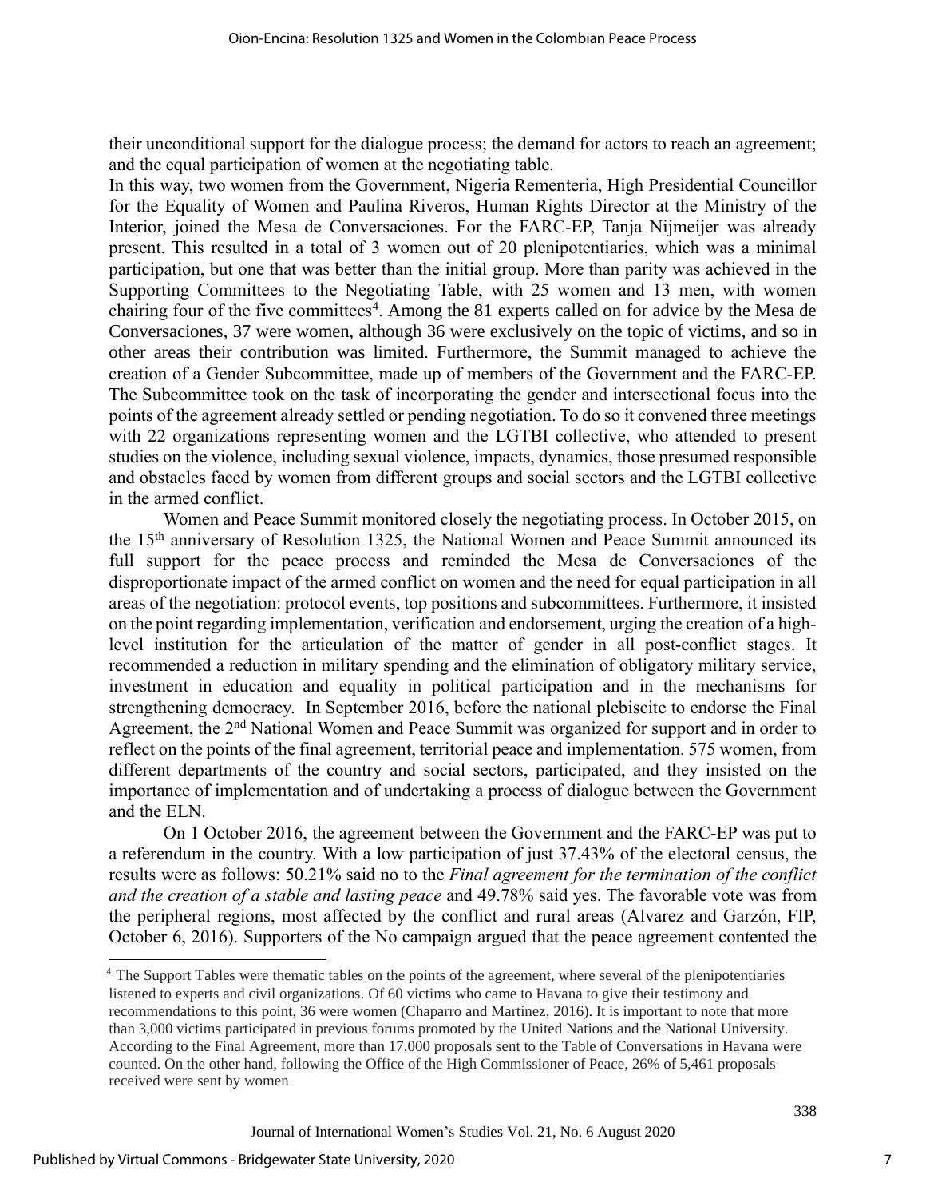their unconditional support for the dialogue process; the demand for actors to reach an agreement; and the equal participation of women at the negotiating table.

In this way, two women from the Government, Nigeria Rementeria, High Presidential Councillor for the Equality of Women and Paulina Riveros, Human Rights Director at the Ministry of the Interior, joined the Mesa de Conversaciones. For the FARC-EP, Tanja Nijmeijer was already present. This resulted in a total of 3 women out of 20 plenipotentiaries, which was a minimal participation, but one that was better than the initial group. More than parity was achieved in the Supporting Committees to the Negotiating Table, with 25 women and 13 men, with women chairing four of the five committees[4]. Among the 81 experts called on for advice by the Mesa de Conversaciones, 37 were women, although 36 were exclusively on the topic of victims, and so in other areas their contribution was limited. Furthermore, the Summit managed to achieve the creation of a Gender Subcommittee, made up of members of the Government and the FARC-EP. The Subcommittee took on the task of incorporating the gender and intersectional focus into the points of the agreement already settled or pending negotiation. To do so it convened three meetings with 22 organizations representing women and the LGTBI collective, who attended to present studies on the violence, including sexual violence, impacts, dynamics, those presumed responsible and obstacles faced by women from different groups and social sectors and the LGTBI collective in the armed conflict.

Women and Peace Summit monitored closely the negotiating process. In October 2015, on the 15th anniversary of Resolution 1325, the National Women and Peace Summit announced its full support for the peace process and reminded the Mesa de Conversaciones of the disproportionate impact of the armed conflict on women and the need for equal participation in all areas of the negotiation: protocol events, top positions and subcommittees. Furthermore, it insisted on the point regarding implementation, verification and endorsement, urging the creation of a high-level institution for the articulation of the matter of gender in all post-conflict stages. It recommended a reduction in military spending and the elimination of obligatory military service, investment in education and equality in political participation and in the mechanisms for strengthening democracy. In September 2016, before the national plebiscite to endorse the Final Agreement, the 2nd National Women and Peace Summit was organized for support and in order to reflect on the points of the final agreement, territorial peace and implementation. 575 women, from different departments of the country and social sectors, participated, and they insisted on the importance of implementation and of undertaking a process of dialogue between the Government and the ELN.

On 1 October 2016, the agreement between the Government and the FARC-EP was put to a referendum in the country. With a low participation of just 37.43% of the electoral census, the results were as follows: 50.21% said no to the *Final agreement for the termination of the conflict and the creation of a stable and lasting peace* and 49.78% said yes. The favorable vote was from the peripheral regions, most affected by the conflict and rural areas (Alvarez and Garzón, FIP, October 6, 2016). Supporters of the No campaign argued that the peace agreement contented the

---

[4] The Support Tables were thematic tables on the points of the agreement, where several of the plenipotentiaries listened to experts and civil organizations. Of 60 victims who came to Havana to give their testimony and recommendations to this point, 36 were women (Chaparro and Martínez, 2016). It is important to note that more than 3,000 victims participated in previous forums promoted by the United Nations and the National University. According to the Final Agreement, more than 17,000 proposals sent to the Table of Conversations in Havana were counted. On the other hand, following the Office of the High Commissioner of Peace, 26% of 5,461 proposals received were sent by women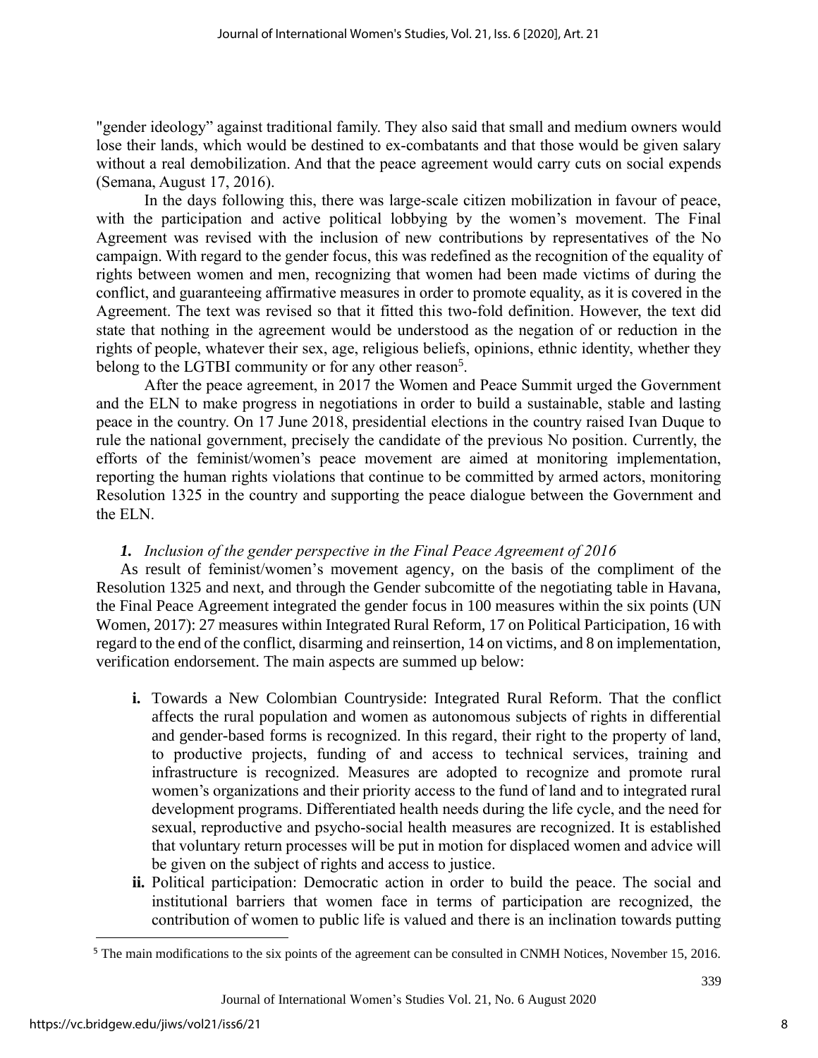"gender ideology" against traditional family. They also said that small and medium owners would lose their lands, which would be destined to ex-combatants and that those would be given salary without a real demobilization. And that the peace agreement would carry cuts on social expends (Semana, August 17, 2016).

In the days following this, there was large-scale citizen mobilization in favour of peace, with the participation and active political lobbying by the women's movement. The Final Agreement was revised with the inclusion of new contributions by representatives of the No campaign. With regard to the gender focus, this was redefined as the recognition of the equality of rights between women and men, recognizing that women had been made victims of during the conflict, and guaranteeing affirmative measures in order to promote equality, as it is covered in the Agreement. The text was revised so that it fitted this two-fold definition. However, the text did state that nothing in the agreement would be understood as the negation of or reduction in the rights of people, whatever their sex, age, religious beliefs, opinions, ethnic identity, whether they belong to the LGTBI community or for any other reason[5].

After the peace agreement, in 2017 the Women and Peace Summit urged the Government and the ELN to make progress in negotiations in order to build a sustainable, stable and lasting peace in the country. On 17 June 2018, presidential elections in the country raised Ivan Duque to rule the national government, precisely the candidate of the previous No position. Currently, the efforts of the feminist/women's peace movement are aimed at monitoring implementation, reporting the human rights violations that continue to be committed by armed actors, monitoring Resolution 1325 in the country and supporting the peace dialogue between the Government and the ELN.

### *1. Inclusion of the gender perspective in the Final Peace Agreement of 2016*

As result of feminist/women's movement agency, on the basis of the compliment of the Resolution 1325 and next, and through the Gender subcomitte of the negotiating table in Havana, the Final Peace Agreement integrated the gender focus in 100 measures within the six points (UN Women, 2017): 27 measures within Integrated Rural Reform, 17 on Political Participation, 16 with regard to the end of the conflict, disarming and reinsertion, 14 on victims, and 8 on implementation, verification endorsement. The main aspects are summed up below:

- **i.** Towards a New Colombian Countryside: Integrated Rural Reform. That the conflict affects the rural population and women as autonomous subjects of rights in differential and gender-based forms is recognized. In this regard, their right to the property of land, to productive projects, funding of and access to technical services, training and infrastructure is recognized. Measures are adopted to recognize and promote rural women's organizations and their priority access to the fund of land and to integrated rural development programs. Differentiated health needs during the life cycle, and the need for sexual, reproductive and psycho-social health measures are recognized. It is established that voluntary return processes will be put in motion for displaced women and advice will be given on the subject of rights and access to justice.
- **ii.** Political participation: Democratic action in order to build the peace. The social and institutional barriers that women face in terms of participation are recognized, the contribution of women to public life is valued and there is an inclination towards putting

[5] The main modifications to the six points of the agreement can be consulted in CNMH Notices, November 15, 2016.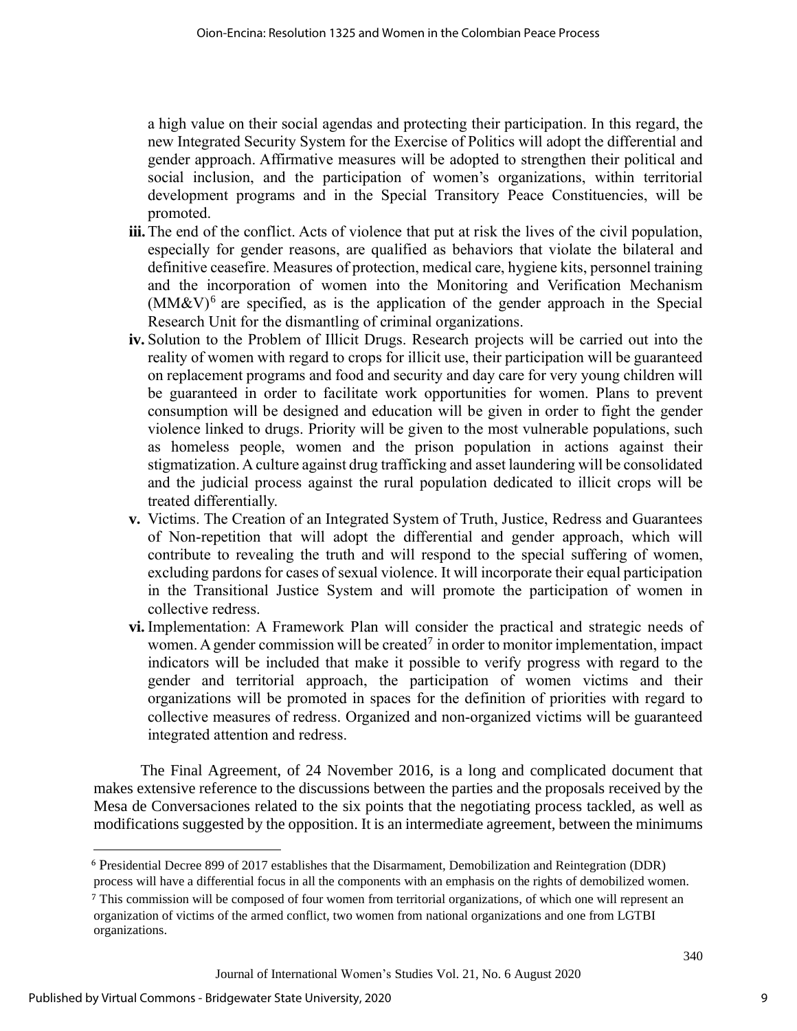a high value on their social agendas and protecting their participation. In this regard, the new Integrated Security System for the Exercise of Politics will adopt the differential and gender approach. Affirmative measures will be adopted to strengthen their political and social inclusion, and the participation of women's organizations, within territorial development programs and in the Special Transitory Peace Constituencies, will be promoted.

- **iii.** The end of the conflict. Acts of violence that put at risk the lives of the civil population, especially for gender reasons, are qualified as behaviors that violate the bilateral and definitive ceasefire. Measures of protection, medical care, hygiene kits, personnel training and the incorporation of women into the Monitoring and Verification Mechanism (MM&V)[6] are specified, as is the application of the gender approach in the Special Research Unit for the dismantling of criminal organizations.
- **iv.** Solution to the Problem of Illicit Drugs. Research projects will be carried out into the reality of women with regard to crops for illicit use, their participation will be guaranteed on replacement programs and food and security and day care for very young children will be guaranteed in order to facilitate work opportunities for women. Plans to prevent consumption will be designed and education will be given in order to fight the gender violence linked to drugs. Priority will be given to the most vulnerable populations, such as homeless people, women and the prison population in actions against their stigmatization. A culture against drug trafficking and asset laundering will be consolidated and the judicial process against the rural population dedicated to illicit crops will be treated differentially.
- **v.** Victims. The Creation of an Integrated System of Truth, Justice, Redress and Guarantees of Non-repetition that will adopt the differential and gender approach, which will contribute to revealing the truth and will respond to the special suffering of women, excluding pardons for cases of sexual violence. It will incorporate their equal participation in the Transitional Justice System and will promote the participation of women in collective redress.
- **vi.** Implementation: A Framework Plan will consider the practical and strategic needs of women. A gender commission will be created[7] in order to monitor implementation, impact indicators will be included that make it possible to verify progress with regard to the gender and territorial approach, the participation of women victims and their organizations will be promoted in spaces for the definition of priorities with regard to collective measures of redress. Organized and non-organized victims will be guaranteed integrated attention and redress.

The Final Agreement, of 24 November 2016, is a long and complicated document that makes extensive reference to the discussions between the parties and the proposals received by the Mesa de Conversaciones related to the six points that the negotiating process tackled, as well as modifications suggested by the opposition. It is an intermediate agreement, between the minimums

---

[6] Presidential Decree 899 of 2017 establishes that the Disarmament, Demobilization and Reintegration (DDR) process will have a differential focus in all the components with an emphasis on the rights of demobilized women.

[7] This commission will be composed of four women from territorial organizations, of which one will represent an organization of victims of the armed conflict, two women from national organizations and one from LGTBI organizations.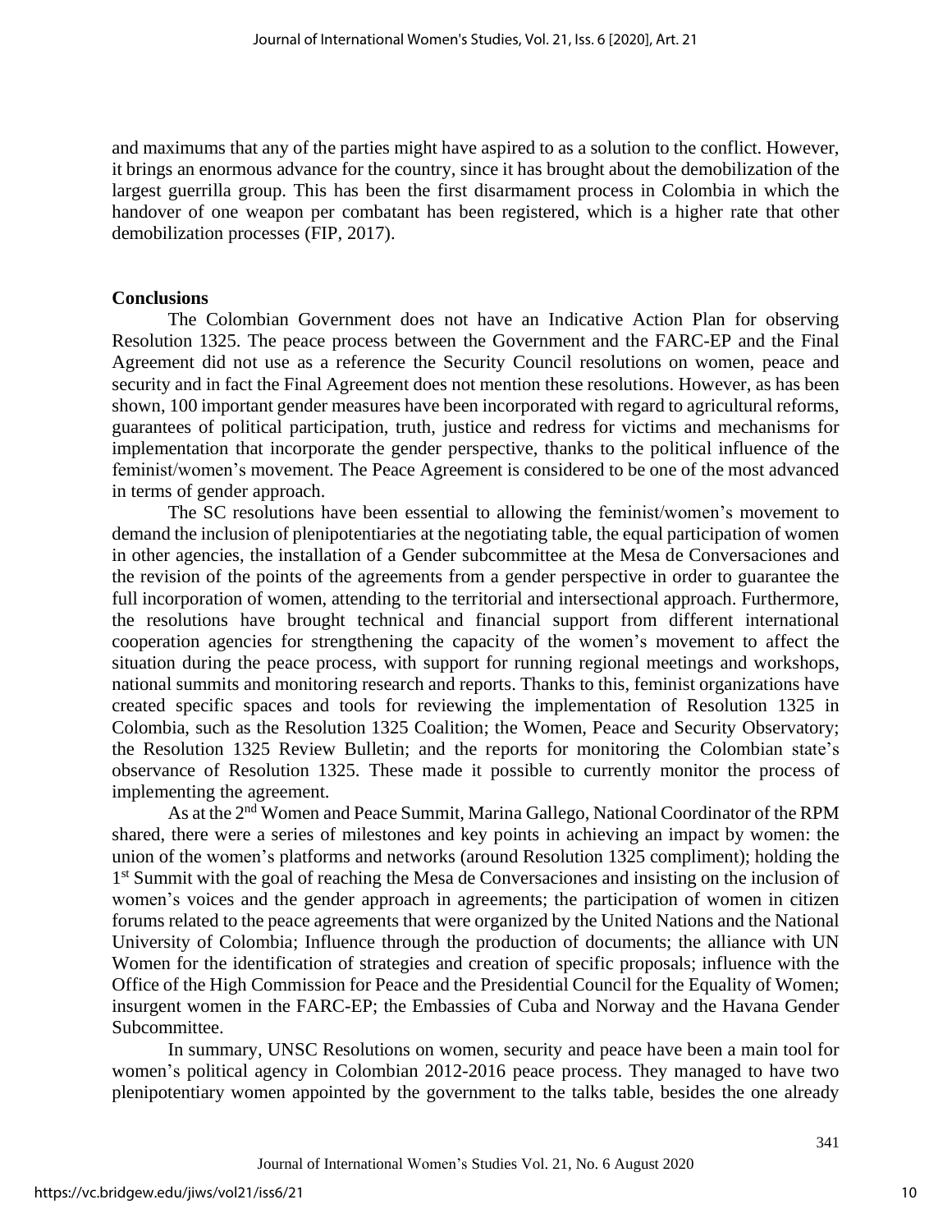and maximums that any of the parties might have aspired to as a solution to the conflict. However, it brings an enormous advance for the country, since it has brought about the demobilization of the largest guerrilla group. This has been the first disarmament process in Colombia in which the handover of one weapon per combatant has been registered, which is a higher rate that other demobilization processes (FIP, 2017).

**Conclusions**

The Colombian Government does not have an Indicative Action Plan for observing Resolution 1325. The peace process between the Government and the FARC-EP and the Final Agreement did not use as a reference the Security Council resolutions on women, peace and security and in fact the Final Agreement does not mention these resolutions. However, as has been shown, 100 important gender measures have been incorporated with regard to agricultural reforms, guarantees of political participation, truth, justice and redress for victims and mechanisms for implementation that incorporate the gender perspective, thanks to the political influence of the feminist/women's movement. The Peace Agreement is considered to be one of the most advanced in terms of gender approach.

The SC resolutions have been essential to allowing the feminist/women's movement to demand the inclusion of plenipotentiaries at the negotiating table, the equal participation of women in other agencies, the installation of a Gender subcommittee at the Mesa de Conversaciones and the revision of the points of the agreements from a gender perspective in order to guarantee the full incorporation of women, attending to the territorial and intersectional approach. Furthermore, the resolutions have brought technical and financial support from different international cooperation agencies for strengthening the capacity of the women's movement to affect the situation during the peace process, with support for running regional meetings and workshops, national summits and monitoring research and reports. Thanks to this, feminist organizations have created specific spaces and tools for reviewing the implementation of Resolution 1325 in Colombia, such as the Resolution 1325 Coalition; the Women, Peace and Security Observatory; the Resolution 1325 Review Bulletin; and the reports for monitoring the Colombian state's observance of Resolution 1325. These made it possible to currently monitor the process of implementing the agreement.

As at the 2nd Women and Peace Summit, Marina Gallego, National Coordinator of the RPM shared, there were a series of milestones and key points in achieving an impact by women: the union of the women's platforms and networks (around Resolution 1325 compliment); holding the 1st Summit with the goal of reaching the Mesa de Conversaciones and insisting on the inclusion of women's voices and the gender approach in agreements; the participation of women in citizen forums related to the peace agreements that were organized by the United Nations and the National University of Colombia; Influence through the production of documents; the alliance with UN Women for the identification of strategies and creation of specific proposals; influence with the Office of the High Commission for Peace and the Presidential Council for the Equality of Women; insurgent women in the FARC-EP; the Embassies of Cuba and Norway and the Havana Gender Subcommittee.

In summary, UNSC Resolutions on women, security and peace have been a main tool for women's political agency in Colombian 2012-2016 peace process. They managed to have two plenipotentiary women appointed by the government to the talks table, besides the one already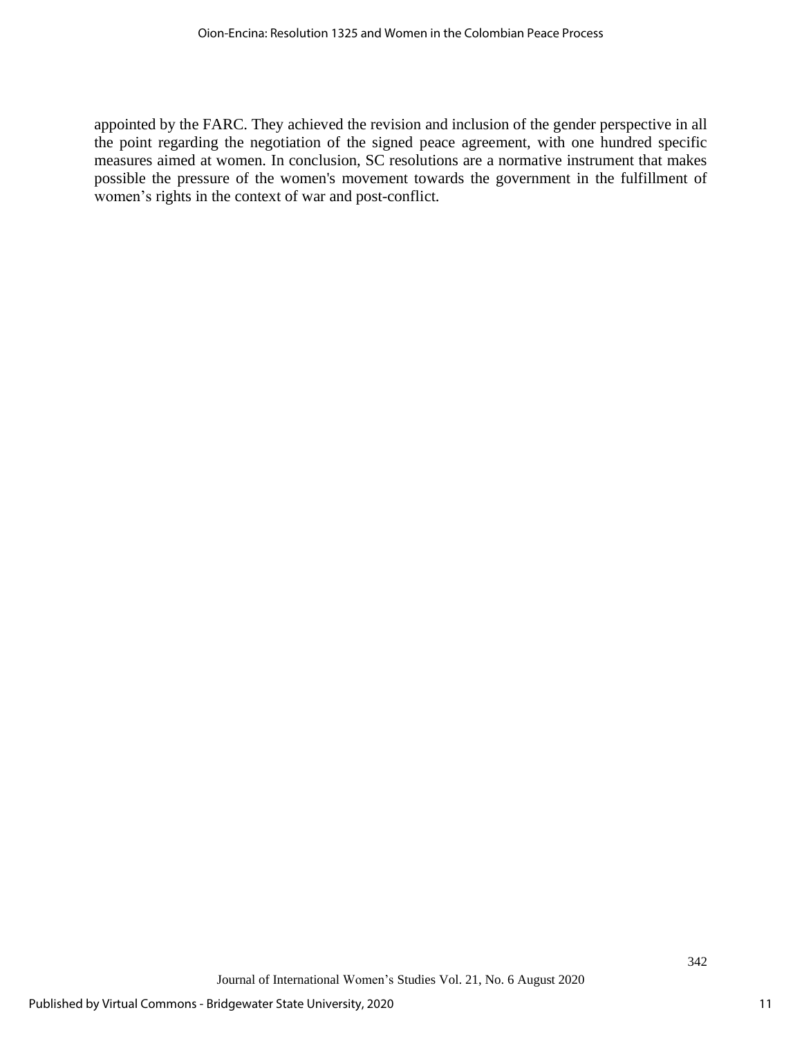appointed by the FARC. They achieved the revision and inclusion of the gender perspective in all the point regarding the negotiation of the signed peace agreement, with one hundred specific measures aimed at women. In conclusion, SC resolutions are a normative instrument that makes possible the pressure of the women's movement towards the government in the fulfillment of women's rights in the context of war and post-conflict.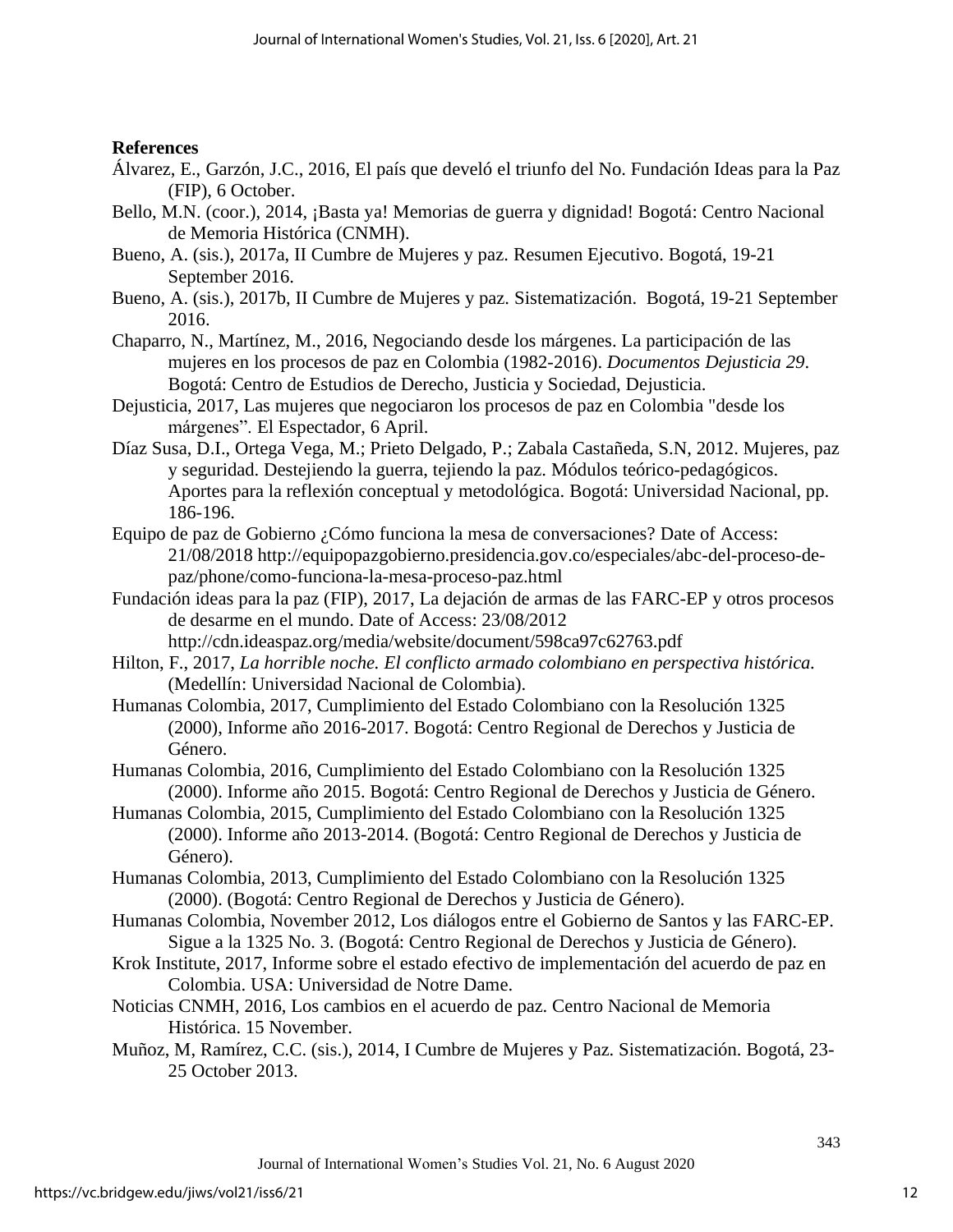**References**

Álvarez, E., Garzón, J.C., 2016, El país que develó el triunfo del No. Fundación Ideas para la Paz (FIP), 6 October.

Bello, M.N. (coor.), 2014, ¡Basta ya! Memorias de guerra y dignidad! Bogotá: Centro Nacional de Memoria Histórica (CNMH).

Bueno, A. (sis.), 2017a, II Cumbre de Mujeres y paz. Resumen Ejecutivo. Bogotá, 19-21 September 2016.

Bueno, A. (sis.), 2017b, II Cumbre de Mujeres y paz. Sistematización. Bogotá, 19-21 September 2016.

Chaparro, N., Martínez, M., 2016, Negociando desde los márgenes. La participación de las mujeres en los procesos de paz en Colombia (1982-2016). *Documentos Dejusticia 29*. Bogotá: Centro de Estudios de Derecho, Justicia y Sociedad, Dejusticia.

Dejusticia, 2017, Las mujeres que negociaron los procesos de paz en Colombia "desde los márgenes". El Espectador, 6 April.

Díaz Susa, D.I., Ortega Vega, M.; Prieto Delgado, P.; Zabala Castañeda, S.N, 2012. Mujeres, paz y seguridad. Destejiendo la guerra, tejiendo la paz. Módulos teórico-pedagógicos. Aportes para la reflexión conceptual y metodológica. Bogotá: Universidad Nacional, pp. 186-196.

Equipo de paz de Gobierno ¿Cómo funciona la mesa de conversaciones? Date of Access: 21/08/2018 http://equipopazgobierno.presidencia.gov.co/especiales/abc-del-proceso-de-paz/phone/como-funciona-la-mesa-proceso-paz.html

Fundación ideas para la paz (FIP), 2017, La dejación de armas de las FARC-EP y otros procesos de desarme en el mundo. Date of Access: 23/08/2012 http://cdn.ideaspaz.org/media/website/document/598ca97c62763.pdf

Hilton, F., 2017, *La horrible noche. El conflicto armado colombiano en perspectiva histórica.* (Medellín: Universidad Nacional de Colombia).

Humanas Colombia, 2017, Cumplimiento del Estado Colombiano con la Resolución 1325 (2000), Informe año 2016-2017. Bogotá: Centro Regional de Derechos y Justicia de Género.

Humanas Colombia, 2016, Cumplimiento del Estado Colombiano con la Resolución 1325 (2000). Informe año 2015. Bogotá: Centro Regional de Derechos y Justicia de Género.

Humanas Colombia, 2015, Cumplimiento del Estado Colombiano con la Resolución 1325 (2000). Informe año 2013-2014. (Bogotá: Centro Regional de Derechos y Justicia de Género).

Humanas Colombia, 2013, Cumplimiento del Estado Colombiano con la Resolución 1325 (2000). (Bogotá: Centro Regional de Derechos y Justicia de Género).

Humanas Colombia, November 2012, Los diálogos entre el Gobierno de Santos y las FARC-EP. Sigue a la 1325 No. 3. (Bogotá: Centro Regional de Derechos y Justicia de Género).

Krok Institute, 2017, Informe sobre el estado efectivo de implementación del acuerdo de paz en Colombia. USA: Universidad de Notre Dame.

Noticias CNMH, 2016, Los cambios en el acuerdo de paz. Centro Nacional de Memoria Histórica. 15 November.

Muñoz, M, Ramírez, C.C. (sis.), 2014, I Cumbre de Mujeres y Paz. Sistematización. Bogotá, 23-25 October 2013.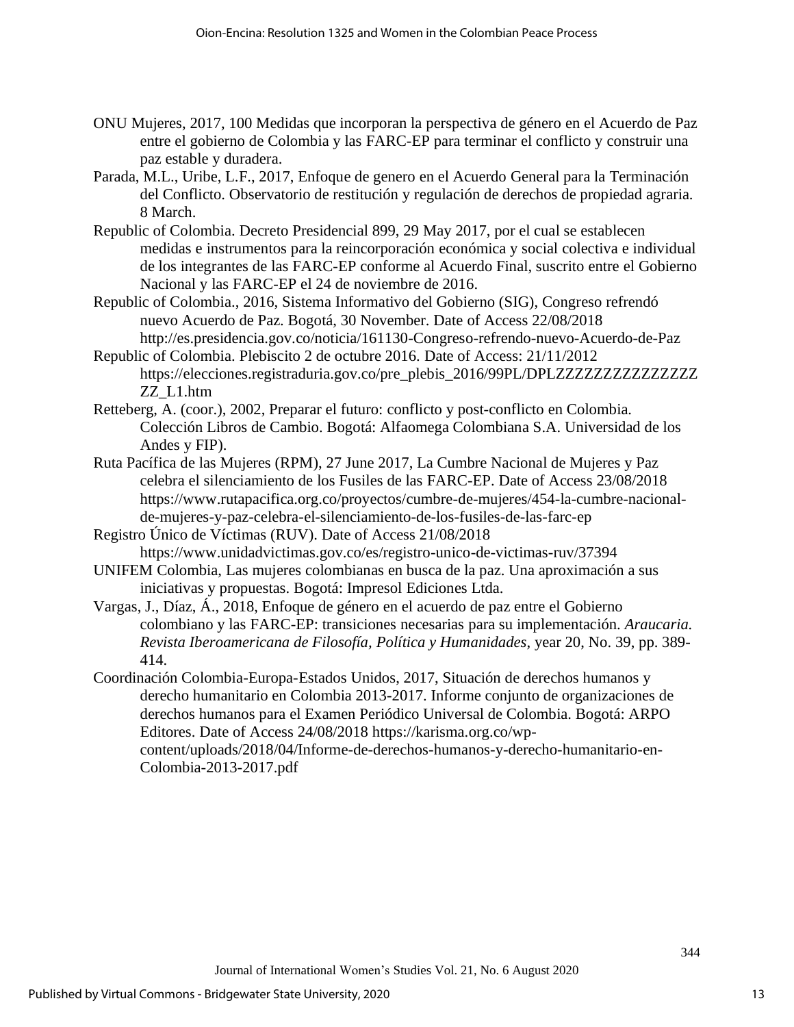ONU Mujeres, 2017, 100 Medidas que incorporan la perspectiva de género en el Acuerdo de Paz entre el gobierno de Colombia y las FARC-EP para terminar el conflicto y construir una paz estable y duradera.

Parada, M.L., Uribe, L.F., 2017, Enfoque de genero en el Acuerdo General para la Terminación del Conflicto. Observatorio de restitución y regulación de derechos de propiedad agraria. 8 March.

Republic of Colombia. Decreto Presidencial 899, 29 May 2017, por el cual se establecen medidas e instrumentos para la reincorporación económica y social colectiva e individual de los integrantes de las FARC-EP conforme al Acuerdo Final, suscrito entre el Gobierno Nacional y las FARC-EP el 24 de noviembre de 2016.

Republic of Colombia., 2016, Sistema Informativo del Gobierno (SIG), Congreso refrendó nuevo Acuerdo de Paz. Bogotá, 30 November. Date of Access 22/08/2018 http://es.presidencia.gov.co/noticia/161130-Congreso-refrendo-nuevo-Acuerdo-de-Paz

Republic of Colombia. Plebiscito 2 de octubre 2016. Date of Access: 21/11/2012 https://elecciones.registraduria.gov.co/pre_plebis_2016/99PL/DPLZZZZZZZZZZZZZZZZ_L1.htm

Retteberg, A. (coor.), 2002, Preparar el futuro: conflicto y post-conflicto en Colombia. Colección Libros de Cambio. Bogotá: Alfaomega Colombiana S.A. Universidad de los Andes y FIP).

Ruta Pacífica de las Mujeres (RPM), 27 June 2017, La Cumbre Nacional de Mujeres y Paz celebra el silenciamiento de los Fusiles de las FARC-EP. Date of Access 23/08/2018 https://www.rutapacifica.org.co/proyectos/cumbre-de-mujeres/454-la-cumbre-nacional-de-mujeres-y-paz-celebra-el-silenciamiento-de-los-fusiles-de-las-farc-ep

Registro Único de Víctimas (RUV). Date of Access 21/08/2018 https://www.unidadvictimas.gov.co/es/registro-unico-de-victimas-ruv/37394

UNIFEM Colombia, Las mujeres colombianas en busca de la paz. Una aproximación a sus iniciativas y propuestas. Bogotá: Impresol Ediciones Ltda.

Vargas, J., Díaz, Á., 2018, Enfoque de género en el acuerdo de paz entre el Gobierno colombiano y las FARC-EP: transiciones necesarias para su implementación. *Araucaria. Revista Iberoamericana de Filosofía, Política y Humanidades*, year 20, No. 39, pp. 389-414.

Coordinación Colombia-Europa-Estados Unidos, 2017, Situación de derechos humanos y derecho humanitario en Colombia 2013-2017. Informe conjunto de organizaciones de derechos humanos para el Examen Periódico Universal de Colombia. Bogotá: ARPO Editores. Date of Access 24/08/2018 https://karisma.org.co/wp-content/uploads/2018/04/Informe-de-derechos-humanos-y-derecho-humanitario-en-Colombia-2013-2017.pdf